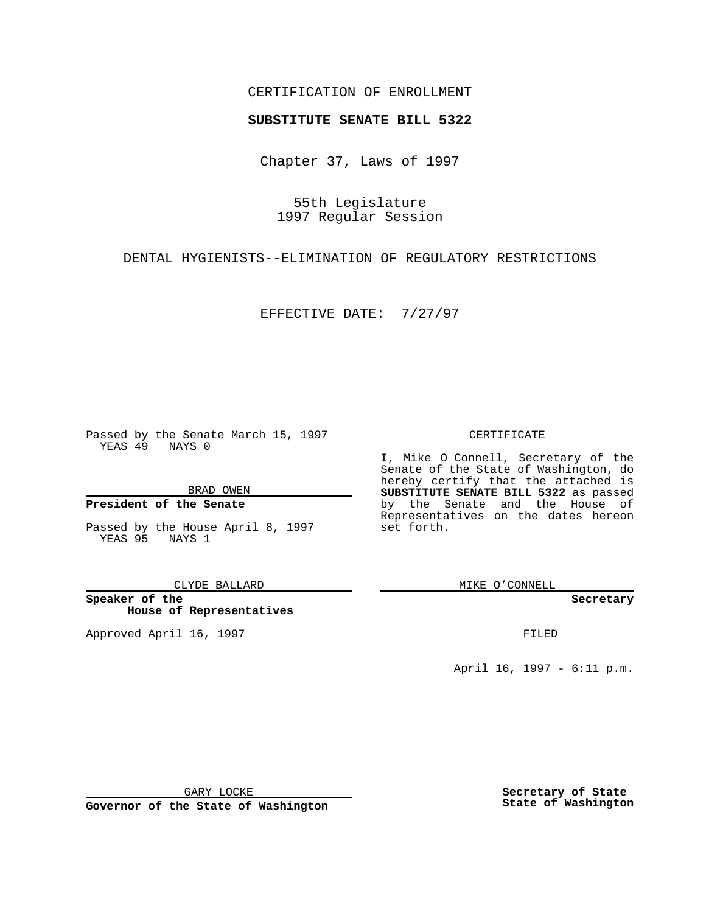CERTIFICATION OF ENROLLMENT

**SUBSTITUTE SENATE BILL 5322**

Chapter 37, Laws of 1997

55th Legislature
1997 Regular Session

DENTAL HYGIENISTS--ELIMINATION OF REGULATORY RESTRICTIONS

EFFECTIVE DATE: 7/27/97

Passed by the Senate March 15, 1997
YEAS 49 NAYS 0

BRAD OWEN

**President of the Senate**

Passed by the House April 8, 1997
YEAS 95 NAYS 1

CLYDE BALLARD

**Speaker of the House of Representatives**

Approved April 16, 1997

GARY LOCKE

**Governor of the State of Washington**

CERTIFICATE

I, Mike O Connell, Secretary of the Senate of the State of Washington, do hereby certify that the attached is **SUBSTITUTE SENATE BILL 5322** as passed by the Senate and the House of Representatives on the dates hereon set forth.

MIKE O'CONNELL

**Secretary**

FILED

April 16, 1997 - 6:11 p.m.

**Secretary of State**
**State of Washington**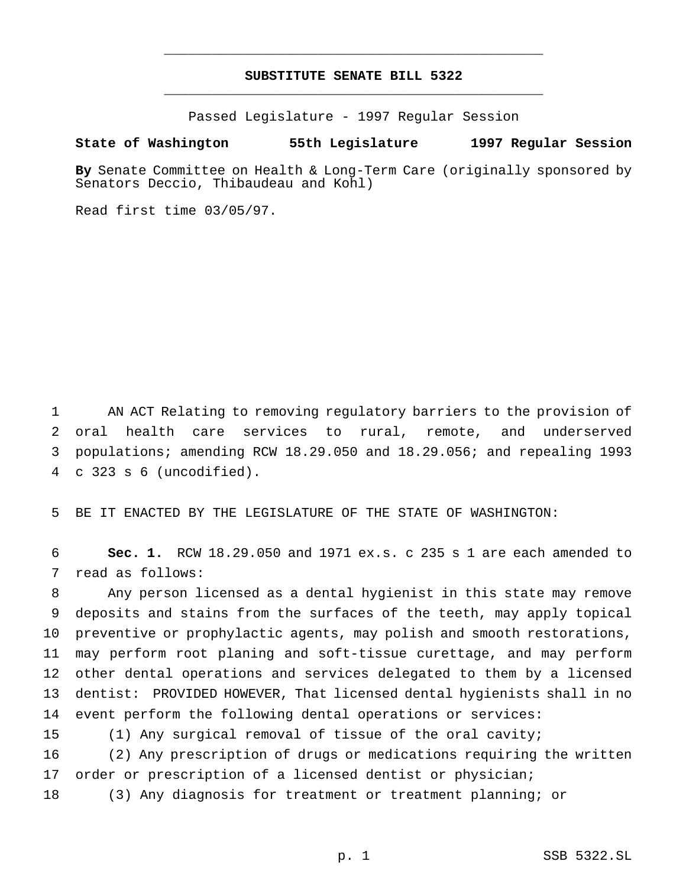# SUBSTITUTE SENATE BILL 5322

Passed Legislature - 1997 Regular Session

**State of Washington 55th Legislature 1997 Regular Session**

**By** Senate Committee on Health & Long-Term Care (originally sponsored by Senators Deccio, Thibaudeau and Kohl)

Read first time 03/05/97.

AN ACT Relating to removing regulatory barriers to the provision of oral health care services to rural, remote, and underserved populations; amending RCW 18.29.050 and 18.29.056; and repealing 1993 c 323 s 6 (uncodified).

BE IT ENACTED BY THE LEGISLATURE OF THE STATE OF WASHINGTON:

**Sec. 1.** RCW 18.29.050 and 1971 ex.s. c 235 s 1 are each amended to read as follows:

Any person licensed as a dental hygienist in this state may remove deposits and stains from the surfaces of the teeth, may apply topical preventive or prophylactic agents, may polish and smooth restorations, may perform root planing and soft-tissue curettage, and may perform other dental operations and services delegated to them by a licensed dentist: PROVIDED HOWEVER, That licensed dental hygienists shall in no event perform the following dental operations or services:

(1) Any surgical removal of tissue of the oral cavity;

(2) Any prescription of drugs or medications requiring the written order or prescription of a licensed dentist or physician;

(3) Any diagnosis for treatment or treatment planning; or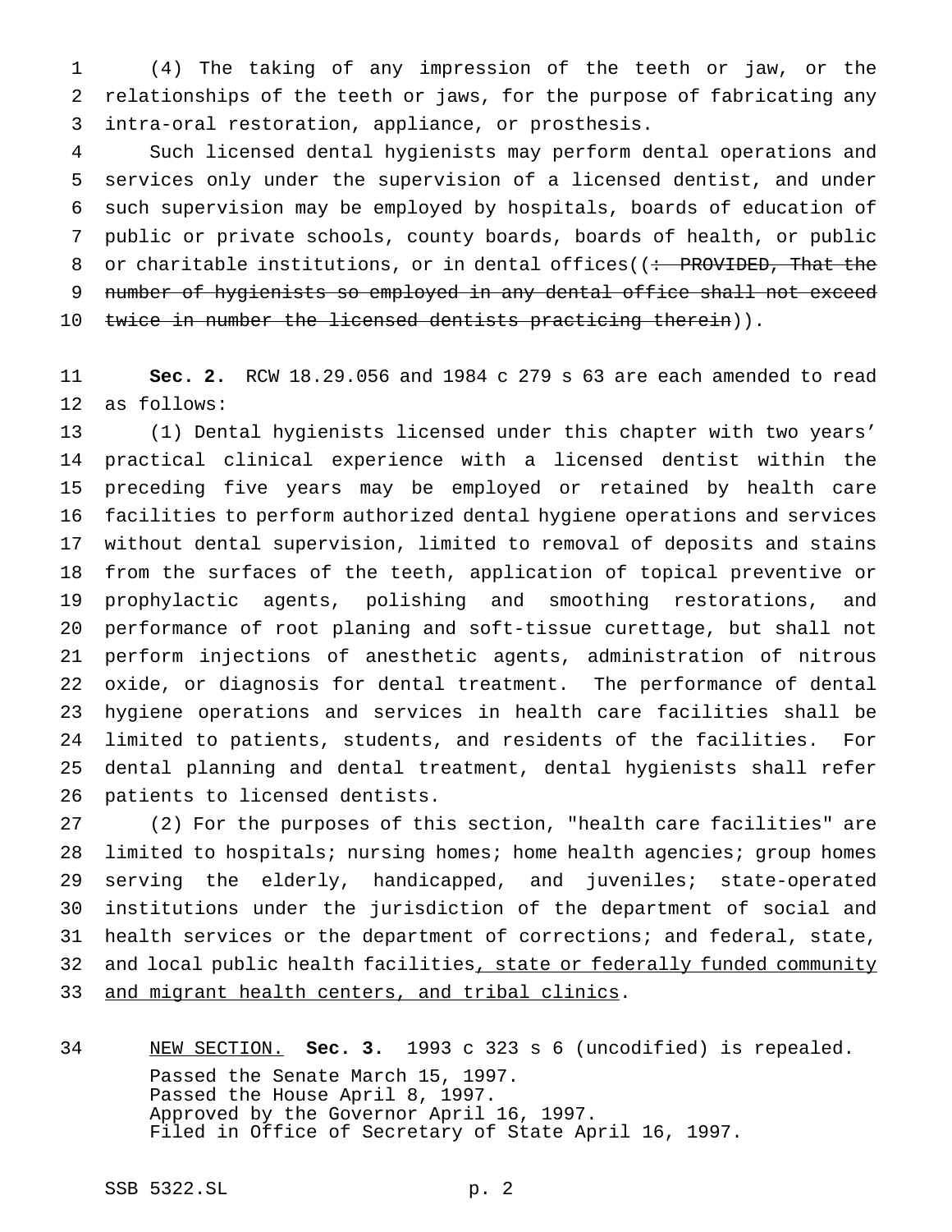(4) The taking of any impression of the teeth or jaw, or the relationships of the teeth or jaws, for the purpose of fabricating any intra-oral restoration, appliance, or prosthesis.

Such licensed dental hygienists may perform dental operations and services only under the supervision of a licensed dentist, and under such supervision may be employed by hospitals, boards of education of public or private schools, county boards, boards of health, or public or charitable institutions, or in dental offices((~~: PROVIDED, That the number of hygienists so employed in any dental office shall not exceed twice in number the licensed dentists practicing therein~~)).

**Sec. 2.** RCW 18.29.056 and 1984 c 279 s 63 are each amended to read as follows:

(1) Dental hygienists licensed under this chapter with two years' practical clinical experience with a licensed dentist within the preceding five years may be employed or retained by health care facilities to perform authorized dental hygiene operations and services without dental supervision, limited to removal of deposits and stains from the surfaces of the teeth, application of topical preventive or prophylactic agents, polishing and smoothing restorations, and performance of root planing and soft-tissue curettage, but shall not perform injections of anesthetic agents, administration of nitrous oxide, or diagnosis for dental treatment. The performance of dental hygiene operations and services in health care facilities shall be limited to patients, students, and residents of the facilities. For dental planning and dental treatment, dental hygienists shall refer patients to licensed dentists.

(2) For the purposes of this section, "health care facilities" are limited to hospitals; nursing homes; home health agencies; group homes serving the elderly, handicapped, and juveniles; state-operated institutions under the jurisdiction of the department of social and health services or the department of corrections; and federal, state, and local public health facilities<u>, state or federally funded community and migrant health centers, and tribal clinics</u>.

<u>NEW SECTION.</u> **Sec. 3.** 1993 c 323 s 6 (uncodified) is repealed.

Passed the Senate March 15, 1997.
Passed the House April 8, 1997.
Approved by the Governor April 16, 1997.
Filed in Office of Secretary of State April 16, 1997.